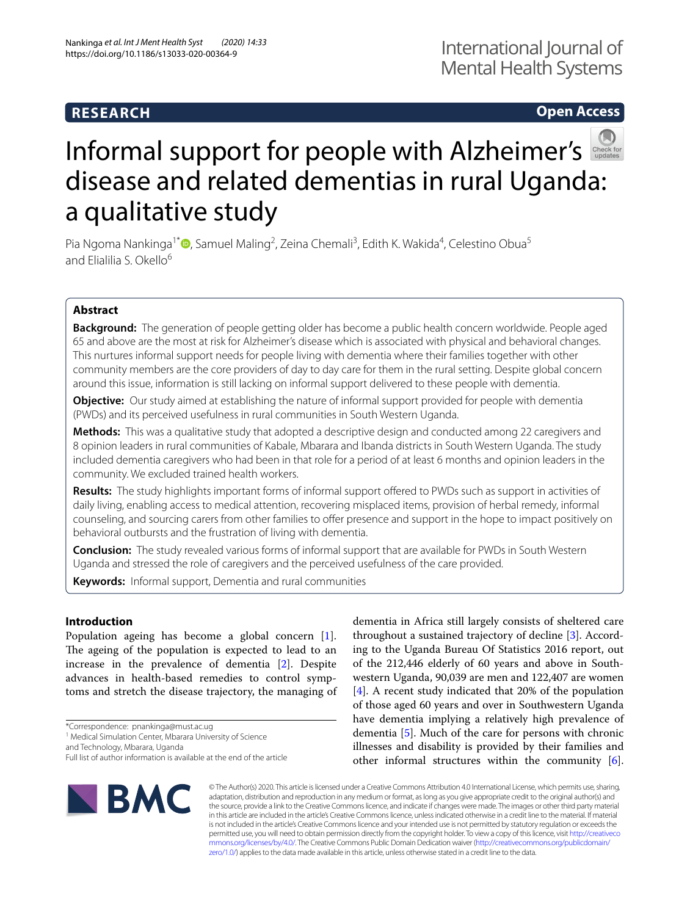RESEARCH

Open Access

# Informal support for people with Alzheimer's disease and related dementias in rural Uganda: a qualitative study

Pia Ngoma Nankinga[1*], Samuel Maling[2], Zeina Chemali[3], Edith K. Wakida[4], Celestino Obua[5] and Elialilia S. Okello[6]

## Abstract

**Background:** The generation of people getting older has become a public health concern worldwide. People aged 65 and above are the most at risk for Alzheimer's disease which is associated with physical and behavioral changes. This nurtures informal support needs for people living with dementia where their families together with other community members are the core providers of day to day care for them in the rural setting. Despite global concern around this issue, information is still lacking on informal support delivered to these people with dementia.

**Objective:** Our study aimed at establishing the nature of informal support provided for people with dementia (PWDs) and its perceived usefulness in rural communities in South Western Uganda.

**Methods:** This was a qualitative study that adopted a descriptive design and conducted among 22 caregivers and 8 opinion leaders in rural communities of Kabale, Mbarara and Ibanda districts in South Western Uganda. The study included dementia caregivers who had been in that role for a period of at least 6 months and opinion leaders in the community. We excluded trained health workers.

**Results:** The study highlights important forms of informal support offered to PWDs such as support in activities of daily living, enabling access to medical attention, recovering misplaced items, provision of herbal remedy, informal counseling, and sourcing carers from other families to offer presence and support in the hope to impact positively on behavioral outbursts and the frustration of living with dementia.

**Conclusion:** The study revealed various forms of informal support that are available for PWDs in South Western Uganda and stressed the role of caregivers and the perceived usefulness of the care provided.

**Keywords:** Informal support, Dementia and rural communities

## Introduction

Population ageing has become a global concern [1]. The ageing of the population is expected to lead to an increase in the prevalence of dementia [2]. Despite advances in health-based remedies to control symptoms and stretch the disease trajectory, the managing of dementia in Africa still largely consists of sheltered care throughout a sustained trajectory of decline [3]. According to the Uganda Bureau Of Statistics 2016 report, out of the 212,446 elderly of 60 years and above in Southwestern Uganda, 90,039 are men and 122,407 are women [4]. A recent study indicated that 20% of the population of those aged 60 years and over in Southwestern Uganda have dementia implying a relatively high prevalence of dementia [5]. Much of the care for persons with chronic illnesses and disability is provided by their families and other informal structures within the community [6].

*Correspondence: pnankinga@must.ac.ug
[1] Medical Simulation Center, Mbarara University of Science and Technology, Mbarara, Uganda
Full list of author information is available at the end of the article

© The Author(s) 2020. This article is licensed under a Creative Commons Attribution 4.0 International License, which permits use, sharing, adaptation, distribution and reproduction in any medium or format, as long as you give appropriate credit to the original author(s) and the source, provide a link to the Creative Commons licence, and indicate if changes were made. The images or other third party material in this article are included in the article's Creative Commons licence, unless indicated otherwise in a credit line to the material. If material is not included in the article's Creative Commons licence and your intended use is not permitted by statutory regulation or exceeds the permitted use, you will need to obtain permission directly from the copyright holder. To view a copy of this licence, visit http://creativecommons.org/licenses/by/4.0/. The Creative Commons Public Domain Dedication waiver (http://creativecommons.org/publicdomain/zero/1.0/) applies to the data made available in this article, unless otherwise stated in a credit line to the data.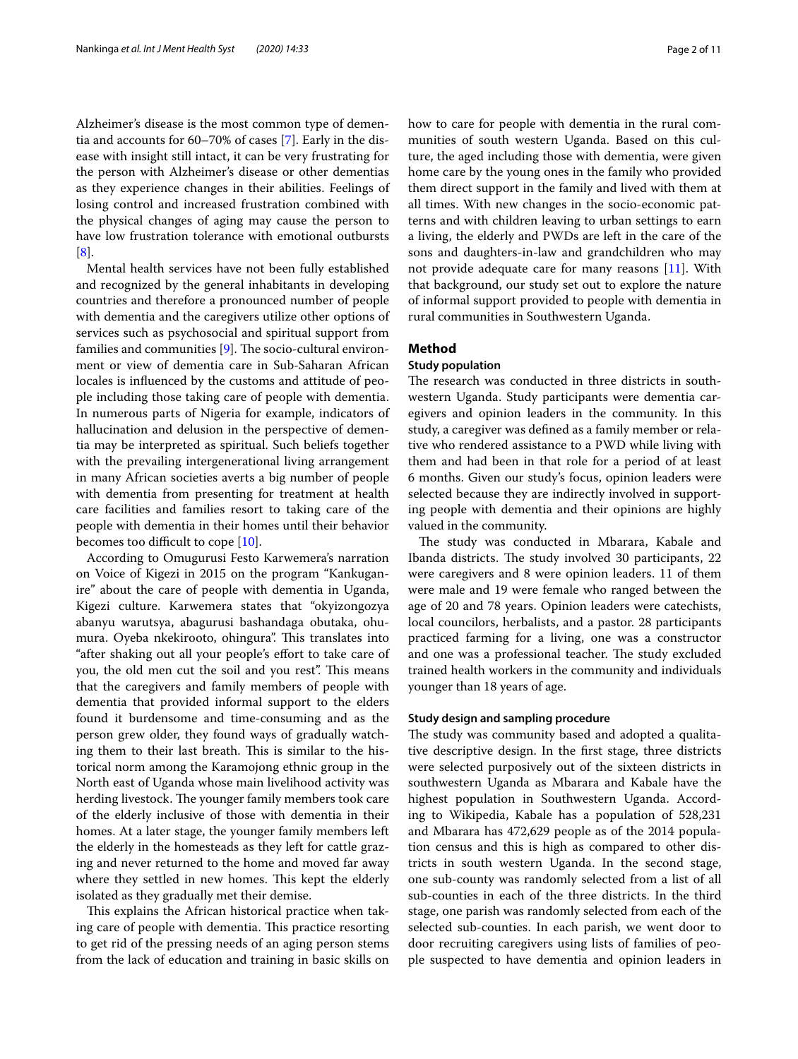Alzheimer's disease is the most common type of dementia and accounts for 60–70% of cases [7]. Early in the disease with insight still intact, it can be very frustrating for the person with Alzheimer's disease or other dementias as they experience changes in their abilities. Feelings of losing control and increased frustration combined with the physical changes of aging may cause the person to have low frustration tolerance with emotional outbursts [8].

Mental health services have not been fully established and recognized by the general inhabitants in developing countries and therefore a pronounced number of people with dementia and the caregivers utilize other options of services such as psychosocial and spiritual support from families and communities [9]. The socio-cultural environment or view of dementia care in Sub-Saharan African locales is influenced by the customs and attitude of people including those taking care of people with dementia. In numerous parts of Nigeria for example, indicators of hallucination and delusion in the perspective of dementia may be interpreted as spiritual. Such beliefs together with the prevailing intergenerational living arrangement in many African societies averts a big number of people with dementia from presenting for treatment at health care facilities and families resort to taking care of the people with dementia in their homes until their behavior becomes too difficult to cope [10].

According to Omugurusi Festo Karwemera's narration on Voice of Kigezi in 2015 on the program "Kankuganire" about the care of people with dementia in Uganda, Kigezi culture. Karwemera states that "okyizongozya abanyu warutsya, abagurusi bashandaga obutaka, ohumura. Oyeba nkekirooto, ohingura". This translates into "after shaking out all your people's effort to take care of you, the old men cut the soil and you rest". This means that the caregivers and family members of people with dementia that provided informal support to the elders found it burdensome and time-consuming and as the person grew older, they found ways of gradually watching them to their last breath. This is similar to the historical norm among the Karamojong ethnic group in the North east of Uganda whose main livelihood activity was herding livestock. The younger family members took care of the elderly inclusive of those with dementia in their homes. At a later stage, the younger family members left the elderly in the homesteads as they left for cattle grazing and never returned to the home and moved far away where they settled in new homes. This kept the elderly isolated as they gradually met their demise.

This explains the African historical practice when taking care of people with dementia. This practice resorting to get rid of the pressing needs of an aging person stems from the lack of education and training in basic skills on how to care for people with dementia in the rural communities of south western Uganda. Based on this culture, the aged including those with dementia, were given home care by the young ones in the family who provided them direct support in the family and lived with them at all times. With new changes in the socio-economic patterns and with children leaving to urban settings to earn a living, the elderly and PWDs are left in the care of the sons and daughters-in-law and grandchildren who may not provide adequate care for many reasons [11]. With that background, our study set out to explore the nature of informal support provided to people with dementia in rural communities in Southwestern Uganda.

## Method

### Study population

The research was conducted in three districts in southwestern Uganda. Study participants were dementia caregivers and opinion leaders in the community. In this study, a caregiver was defined as a family member or relative who rendered assistance to a PWD while living with them and had been in that role for a period of at least 6 months. Given our study's focus, opinion leaders were selected because they are indirectly involved in supporting people with dementia and their opinions are highly valued in the community.

The study was conducted in Mbarara, Kabale and Ibanda districts. The study involved 30 participants, 22 were caregivers and 8 were opinion leaders. 11 of them were male and 19 were female who ranged between the age of 20 and 78 years. Opinion leaders were catechists, local councilors, herbalists, and a pastor. 28 participants practiced farming for a living, one was a constructor and one was a professional teacher. The study excluded trained health workers in the community and individuals younger than 18 years of age.

### Study design and sampling procedure

The study was community based and adopted a qualitative descriptive design. In the first stage, three districts were selected purposively out of the sixteen districts in southwestern Uganda as Mbarara and Kabale have the highest population in Southwestern Uganda. According to Wikipedia, Kabale has a population of 528,231 and Mbarara has 472,629 people as of the 2014 population census and this is high as compared to other districts in south western Uganda. In the second stage, one sub-county was randomly selected from a list of all sub-counties in each of the three districts. In the third stage, one parish was randomly selected from each of the selected sub-counties. In each parish, we went door to door recruiting caregivers using lists of families of people suspected to have dementia and opinion leaders in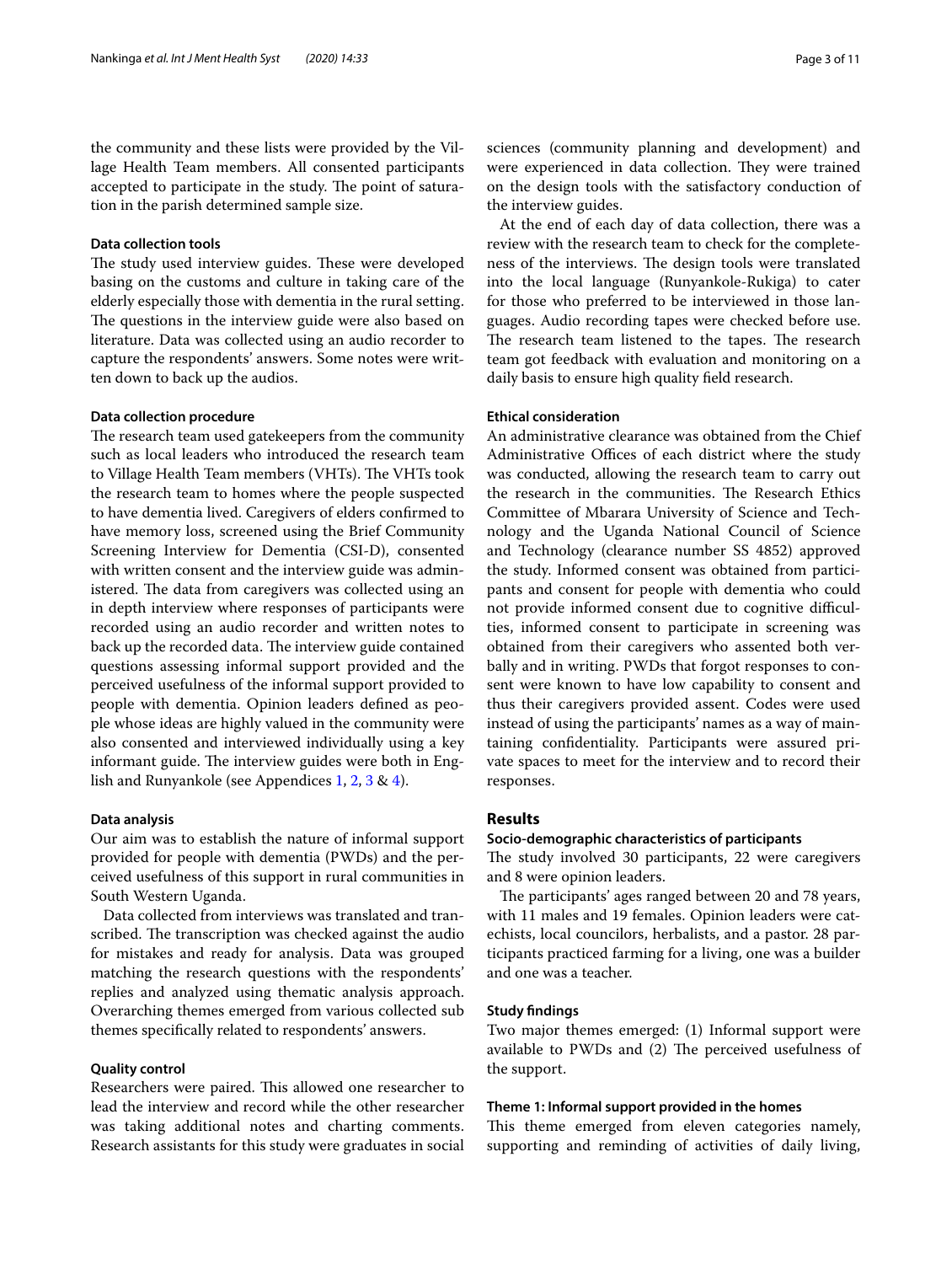the community and these lists were provided by the Village Health Team members. All consented participants accepted to participate in the study. The point of saturation in the parish determined sample size.

### Data collection tools

The study used interview guides. These were developed basing on the customs and culture in taking care of the elderly especially those with dementia in the rural setting. The questions in the interview guide were also based on literature. Data was collected using an audio recorder to capture the respondents' answers. Some notes were written down to back up the audios.

### Data collection procedure

The research team used gatekeepers from the community such as local leaders who introduced the research team to Village Health Team members (VHTs). The VHTs took the research team to homes where the people suspected to have dementia lived. Caregivers of elders confirmed to have memory loss, screened using the Brief Community Screening Interview for Dementia (CSI-D), consented with written consent and the interview guide was administered. The data from caregivers was collected using an in depth interview where responses of participants were recorded using an audio recorder and written notes to back up the recorded data. The interview guide contained questions assessing informal support provided and the perceived usefulness of the informal support provided to people with dementia. Opinion leaders defined as people whose ideas are highly valued in the community were also consented and interviewed individually using a key informant guide. The interview guides were both in English and Runyankole (see Appendices 1, 2, 3 & 4).

### Data analysis

Our aim was to establish the nature of informal support provided for people with dementia (PWDs) and the perceived usefulness of this support in rural communities in South Western Uganda.

Data collected from interviews was translated and transcribed. The transcription was checked against the audio for mistakes and ready for analysis. Data was grouped matching the research questions with the respondents' replies and analyzed using thematic analysis approach. Overarching themes emerged from various collected sub themes specifically related to respondents' answers.

### Quality control

Researchers were paired. This allowed one researcher to lead the interview and record while the other researcher was taking additional notes and charting comments. Research assistants for this study were graduates in social sciences (community planning and development) and were experienced in data collection. They were trained on the design tools with the satisfactory conduction of the interview guides.

At the end of each day of data collection, there was a review with the research team to check for the completeness of the interviews. The design tools were translated into the local language (Runyankole-Rukiga) to cater for those who preferred to be interviewed in those languages. Audio recording tapes were checked before use. The research team listened to the tapes. The research team got feedback with evaluation and monitoring on a daily basis to ensure high quality field research.

### Ethical consideration

An administrative clearance was obtained from the Chief Administrative Offices of each district where the study was conducted, allowing the research team to carry out the research in the communities. The Research Ethics Committee of Mbarara University of Science and Technology and the Uganda National Council of Science and Technology (clearance number SS 4852) approved the study. Informed consent was obtained from participants and consent for people with dementia who could not provide informed consent due to cognitive difficulties, informed consent to participate in screening was obtained from their caregivers who assented both verbally and in writing. PWDs that forgot responses to consent were known to have low capability to consent and thus their caregivers provided assent. Codes were used instead of using the participants' names as a way of maintaining confidentiality. Participants were assured private spaces to meet for the interview and to record their responses.

## Results

### Socio-demographic characteristics of participants

The study involved 30 participants, 22 were caregivers and 8 were opinion leaders.

The participants' ages ranged between 20 and 78 years, with 11 males and 19 females. Opinion leaders were catechists, local councilors, herbalists, and a pastor. 28 participants practiced farming for a living, one was a builder and one was a teacher.

### Study findings

Two major themes emerged: (1) Informal support were available to PWDs and (2) The perceived usefulness of the support.

### Theme 1: Informal support provided in the homes

This theme emerged from eleven categories namely, supporting and reminding of activities of daily living,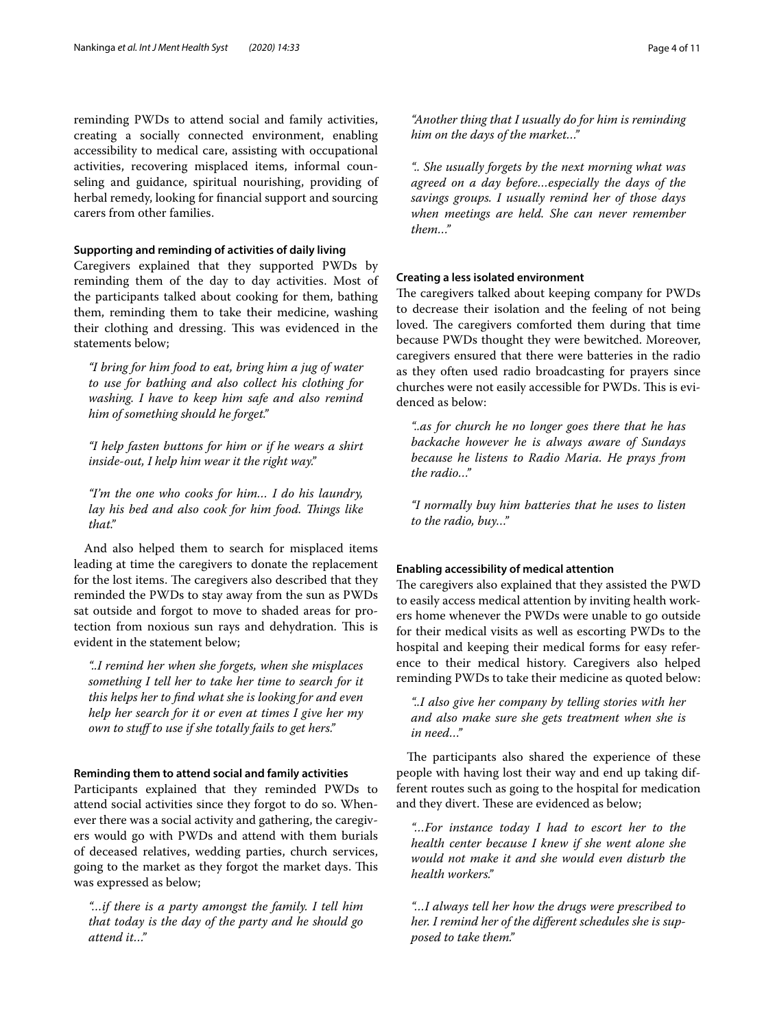reminding PWDs to attend social and family activities, creating a socially connected environment, enabling accessibility to medical care, assisting with occupational activities, recovering misplaced items, informal counseling and guidance, spiritual nourishing, providing of herbal remedy, looking for financial support and sourcing carers from other families.

#### Supporting and reminding of activities of daily living

Caregivers explained that they supported PWDs by reminding them of the day to day activities. Most of the participants talked about cooking for them, bathing them, reminding them to take their medicine, washing their clothing and dressing. This was evidenced in the statements below;

> *"I bring for him food to eat, bring him a jug of water to use for bathing and also collect his clothing for washing. I have to keep him safe and also remind him of something should he forget."*

> *"I help fasten buttons for him or if he wears a shirt inside-out, I help him wear it the right way."*

> *"I'm the one who cooks for him… I do his laundry, lay his bed and also cook for him food. Things like that."*

And also helped them to search for misplaced items leading at time the caregivers to donate the replacement for the lost items. The caregivers also described that they reminded the PWDs to stay away from the sun as PWDs sat outside and forgot to move to shaded areas for protection from noxious sun rays and dehydration. This is evident in the statement below;

> *"..I remind her when she forgets, when she misplaces something I tell her to take her time to search for it this helps her to find what she is looking for and even help her search for it or even at times I give her my own to stuff to use if she totally fails to get hers."*

#### Reminding them to attend social and family activities

Participants explained that they reminded PWDs to attend social activities since they forgot to do so. Whenever there was a social activity and gathering, the caregivers would go with PWDs and attend with them burials of deceased relatives, wedding parties, church services, going to the market as they forgot the market days. This was expressed as below;

> *"…if there is a party amongst the family. I tell him that today is the day of the party and he should go attend it…"*

> *"Another thing that I usually do for him is reminding him on the days of the market…"*

> *".. She usually forgets by the next morning what was agreed on a day before…especially the days of the savings groups. I usually remind her of those days when meetings are held. She can never remember them…"*

#### Creating a less isolated environment

The caregivers talked about keeping company for PWDs to decrease their isolation and the feeling of not being loved. The caregivers comforted them during that time because PWDs thought they were bewitched. Moreover, caregivers ensured that there were batteries in the radio as they often used radio broadcasting for prayers since churches were not easily accessible for PWDs. This is evidenced as below:

> *"..as for church he no longer goes there that he has backache however he is always aware of Sundays because he listens to Radio Maria. He prays from the radio…"*

> *"I normally buy him batteries that he uses to listen to the radio, buy…"*

#### Enabling accessibility of medical attention

The caregivers also explained that they assisted the PWD to easily access medical attention by inviting health workers home whenever the PWDs were unable to go outside for their medical visits as well as escorting PWDs to the hospital and keeping their medical forms for easy reference to their medical history. Caregivers also helped reminding PWDs to take their medicine as quoted below:

> *"..I also give her company by telling stories with her and also make sure she gets treatment when she is in need…"*

The participants also shared the experience of these people with having lost their way and end up taking different routes such as going to the hospital for medication and they divert. These are evidenced as below;

> *"…For instance today I had to escort her to the health center because I knew if she went alone she would not make it and she would even disturb the health workers."*

> *"…I always tell her how the drugs were prescribed to her. I remind her of the different schedules she is supposed to take them."*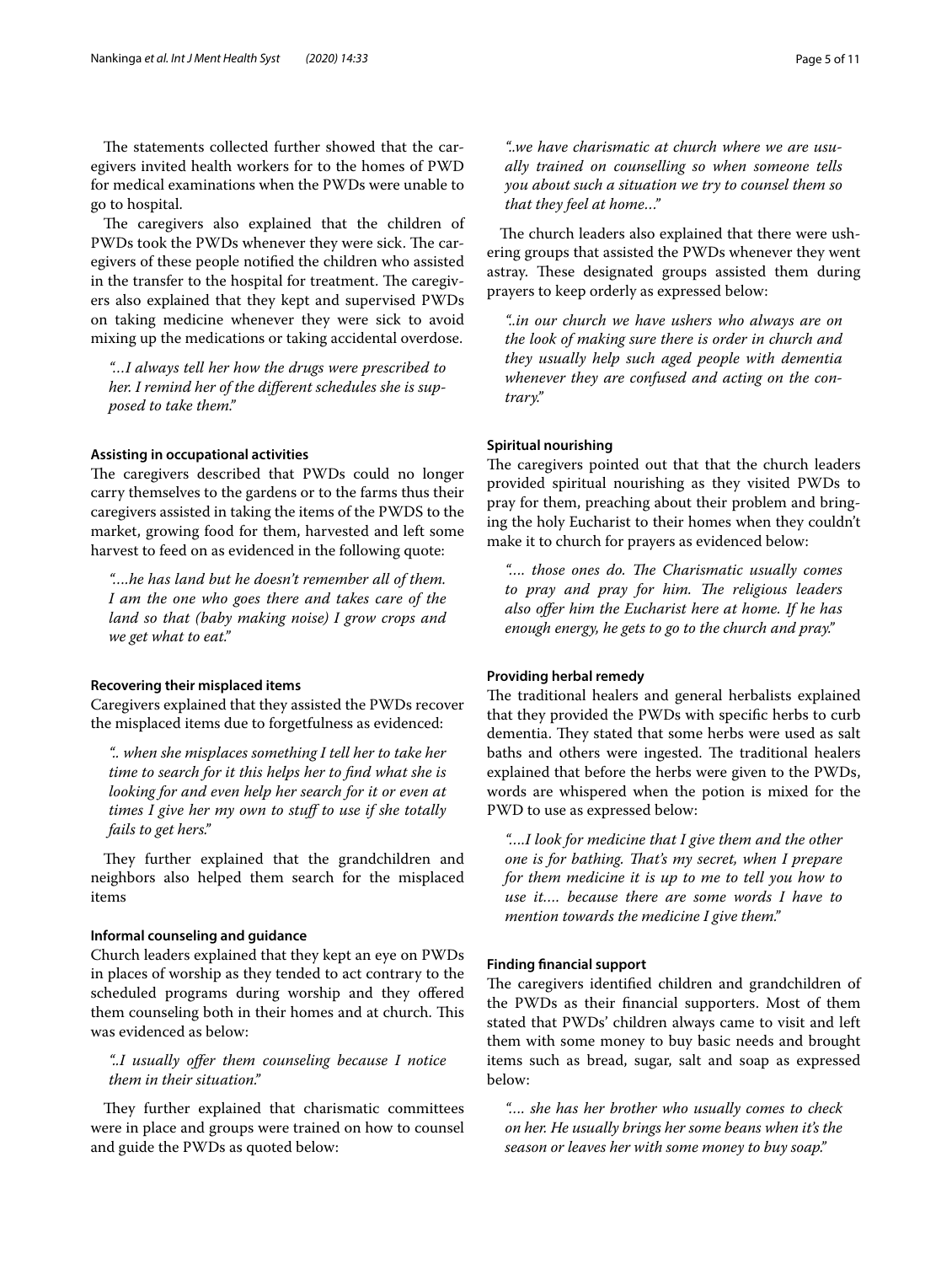The statements collected further showed that the caregivers invited health workers for to the homes of PWD for medical examinations when the PWDs were unable to go to hospital.

The caregivers also explained that the children of PWDs took the PWDs whenever they were sick. The caregivers of these people notified the children who assisted in the transfer to the hospital for treatment. The caregivers also explained that they kept and supervised PWDs on taking medicine whenever they were sick to avoid mixing up the medications or taking accidental overdose.

> *"…I always tell her how the drugs were prescribed to her. I remind her of the different schedules she is supposed to take them."*

#### Assisting in occupational activities

The caregivers described that PWDs could no longer carry themselves to the gardens or to the farms thus their caregivers assisted in taking the items of the PWDS to the market, growing food for them, harvested and left some harvest to feed on as evidenced in the following quote:

> *"….he has land but he doesn't remember all of them. I am the one who goes there and takes care of the land so that (baby making noise) I grow crops and we get what to eat."*

#### Recovering their misplaced items

Caregivers explained that they assisted the PWDs recover the misplaced items due to forgetfulness as evidenced:

> *".. when she misplaces something I tell her to take her time to search for it this helps her to find what she is looking for and even help her search for it or even at times I give her my own to stuff to use if she totally fails to get hers."*

They further explained that the grandchildren and neighbors also helped them search for the misplaced items

#### Informal counseling and guidance

Church leaders explained that they kept an eye on PWDs in places of worship as they tended to act contrary to the scheduled programs during worship and they offered them counseling both in their homes and at church. This was evidenced as below:

> *"..I usually offer them counseling because I notice them in their situation."*

They further explained that charismatic committees were in place and groups were trained on how to counsel and guide the PWDs as quoted below:

> *"..we have charismatic at church where we are usually trained on counselling so when someone tells you about such a situation we try to counsel them so that they feel at home…"*

The church leaders also explained that there were ushering groups that assisted the PWDs whenever they went astray. These designated groups assisted them during prayers to keep orderly as expressed below:

> *"..in our church we have ushers who always are on the look of making sure there is order in church and they usually help such aged people with dementia whenever they are confused and acting on the contrary."*

#### Spiritual nourishing

The caregivers pointed out that that the church leaders provided spiritual nourishing as they visited PWDs to pray for them, preaching about their problem and bringing the holy Eucharist to their homes when they couldn't make it to church for prayers as evidenced below:

> *"…. those ones do. The Charismatic usually comes to pray and pray for him. The religious leaders also offer him the Eucharist here at home. If he has enough energy, he gets to go to the church and pray."*

#### Providing herbal remedy

The traditional healers and general herbalists explained that they provided the PWDs with specific herbs to curb dementia. They stated that some herbs were used as salt baths and others were ingested. The traditional healers explained that before the herbs were given to the PWDs, words are whispered when the potion is mixed for the PWD to use as expressed below:

> *"….I look for medicine that I give them and the other one is for bathing. That's my secret, when I prepare for them medicine it is up to me to tell you how to use it…. because there are some words I have to mention towards the medicine I give them."*

#### Finding financial support

The caregivers identified children and grandchildren of the PWDs as their financial supporters. Most of them stated that PWDs' children always came to visit and left them with some money to buy basic needs and brought items such as bread, sugar, salt and soap as expressed below:

> *"…. she has her brother who usually comes to check on her. He usually brings her some beans when it's the season or leaves her with some money to buy soap."*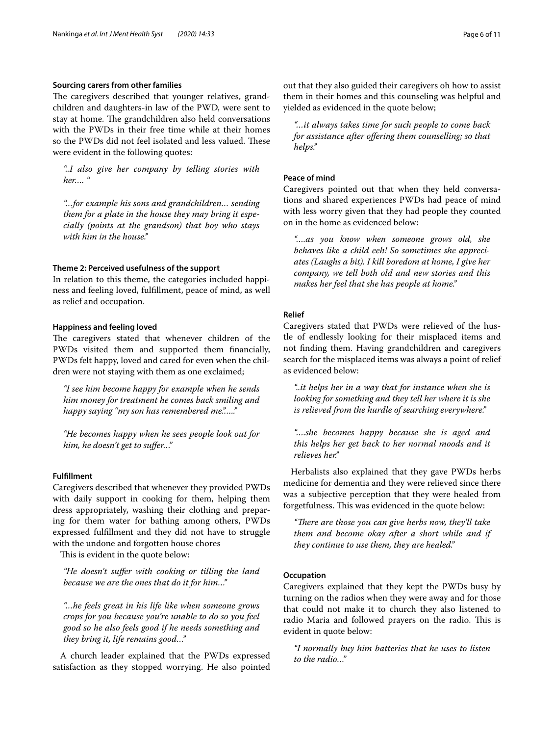#### Sourcing carers from other families

The caregivers described that younger relatives, grandchildren and daughters-in law of the PWD, were sent to stay at home. The grandchildren also held conversations with the PWDs in their free time while at their homes so the PWDs did not feel isolated and less valued. These were evident in the following quotes:

> *"..I also give her company by telling stories with her…. "*

> *"…for example his sons and grandchildren… sending them for a plate in the house they may bring it especially (points at the grandson) that boy who stays with him in the house."*

### Theme 2: Perceived usefulness of the support

In relation to this theme, the categories included happiness and feeling loved, fulfillment, peace of mind, as well as relief and occupation.

#### Happiness and feeling loved

The caregivers stated that whenever children of the PWDs visited them and supported them financially, PWDs felt happy, loved and cared for even when the children were not staying with them as one exclaimed;

> *"I see him become happy for example when he sends him money for treatment he comes back smiling and happy saying "my son has remembered me."….."*

> *"He becomes happy when he sees people look out for him, he doesn't get to suffer…"*

#### Fulfillment

Caregivers described that whenever they provided PWDs with daily support in cooking for them, helping them dress appropriately, washing their clothing and preparing for them water for bathing among others, PWDs expressed fulfillment and they did not have to struggle with the undone and forgotten house chores

This is evident in the quote below:

> *"He doesn't suffer with cooking or tilling the land because we are the ones that do it for him…"*

> *"…he feels great in his life like when someone grows crops for you because you're unable to do so you feel good so he also feels good if he needs something and they bring it, life remains good…"*

A church leader explained that the PWDs expressed satisfaction as they stopped worrying. He also pointed out that they also guided their caregivers oh how to assist them in their homes and this counseling was helpful and yielded as evidenced in the quote below;

> *"…it always takes time for such people to come back for assistance after offering them counselling; so that helps."*

#### Peace of mind

Caregivers pointed out that when they held conversations and shared experiences PWDs had peace of mind with less worry given that they had people they counted on in the home as evidenced below:

> *"….as you know when someone grows old, she behaves like a child eeh! So sometimes she appreciates (Laughs a bit). I kill boredom at home, I give her company, we tell both old and new stories and this makes her feel that she has people at home."*

#### Relief

Caregivers stated that PWDs were relieved of the hustle of endlessly looking for their misplaced items and not finding them. Having grandchildren and caregivers search for the misplaced items was always a point of relief as evidenced below:

> *"..it helps her in a way that for instance when she is looking for something and they tell her where it is she is relieved from the hurdle of searching everywhere."*

> *"….she becomes happy because she is aged and this helps her get back to her normal moods and it relieves her."*

Herbalists also explained that they gave PWDs herbs medicine for dementia and they were relieved since there was a subjective perception that they were healed from forgetfulness. This was evidenced in the quote below:

> *"There are those you can give herbs now, they'll take them and become okay after a short while and if they continue to use them, they are healed."*

#### Occupation

Caregivers explained that they kept the PWDs busy by turning on the radios when they were away and for those that could not make it to church they also listened to radio Maria and followed prayers on the radio. This is evident in quote below:

> *"I normally buy him batteries that he uses to listen to the radio…"*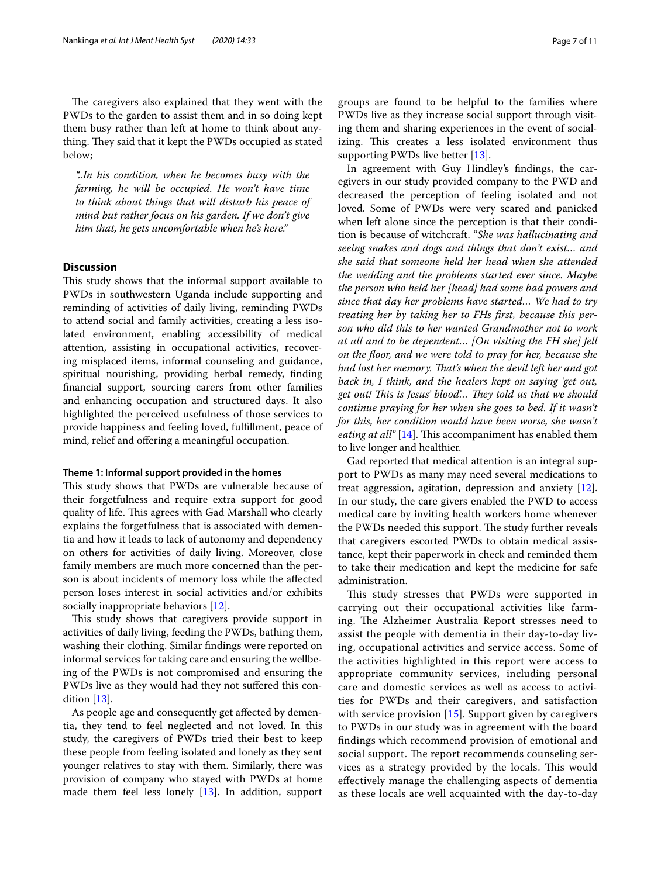The caregivers also explained that they went with the PWDs to the garden to assist them and in so doing kept them busy rather than left at home to think about anything. They said that it kept the PWDs occupied as stated below;

> *"..In his condition, when he becomes busy with the farming, he will be occupied. He won't have time to think about things that will disturb his peace of mind but rather focus on his garden. If we don't give him that, he gets uncomfortable when he's here."*

## Discussion

This study shows that the informal support available to PWDs in southwestern Uganda include supporting and reminding of activities of daily living, reminding PWDs to attend social and family activities, creating a less isolated environment, enabling accessibility of medical attention, assisting in occupational activities, recovering misplaced items, informal counseling and guidance, spiritual nourishing, providing herbal remedy, finding financial support, sourcing carers from other families and enhancing occupation and structured days. It also highlighted the perceived usefulness of those services to provide happiness and feeling loved, fulfillment, peace of mind, relief and offering a meaningful occupation.

### Theme 1: Informal support provided in the homes

This study shows that PWDs are vulnerable because of their forgetfulness and require extra support for good quality of life. This agrees with Gad Marshall who clearly explains the forgetfulness that is associated with dementia and how it leads to lack of autonomy and dependency on others for activities of daily living. Moreover, close family members are much more concerned than the person is about incidents of memory loss while the affected person loses interest in social activities and/or exhibits socially inappropriate behaviors [12].

This study shows that caregivers provide support in activities of daily living, feeding the PWDs, bathing them, washing their clothing. Similar findings were reported on informal services for taking care and ensuring the wellbeing of the PWDs is not compromised and ensuring the PWDs live as they would had they not suffered this condition [13].

As people age and consequently get affected by dementia, they tend to feel neglected and not loved. In this study, the caregivers of PWDs tried their best to keep these people from feeling isolated and lonely as they sent younger relatives to stay with them. Similarly, there was provision of company who stayed with PWDs at home made them feel less lonely [13]. In addition, support groups are found to be helpful to the families where PWDs live as they increase social support through visiting them and sharing experiences in the event of socializing. This creates a less isolated environment thus supporting PWDs live better [13].

In agreement with Guy Hindley's findings, the caregivers in our study provided company to the PWD and decreased the perception of feeling isolated and not loved. Some of PWDs were very scared and panicked when left alone since the perception is that their condition is because of witchcraft. "*She was hallucinating and seeing snakes and dogs and things that don't exist… and she said that someone held her head when she attended the wedding and the problems started ever since. Maybe the person who held her [head] had some bad powers and since that day her problems have started… We had to try treating her by taking her to FHs first, because this person who did this to her wanted Grandmother not to work at all and to be dependent… [On visiting the FH she] fell on the floor, and we were told to pray for her, because she had lost her memory. That's when the devil left her and got back in, I think, and the healers kept on saying 'get out, get out! This is Jesus' blood'… They told us that we should continue praying for her when she goes to bed. If it wasn't for this, her condition would have been worse, she wasn't eating at all"* [14]. This accompaniment has enabled them to live longer and healthier.

Gad reported that medical attention is an integral support to PWDs as many may need several medications to treat aggression, agitation, depression and anxiety [12]. In our study, the care givers enabled the PWD to access medical care by inviting health workers home whenever the PWDs needed this support. The study further reveals that caregivers escorted PWDs to obtain medical assistance, kept their paperwork in check and reminded them to take their medication and kept the medicine for safe administration.

This study stresses that PWDs were supported in carrying out their occupational activities like farming. The Alzheimer Australia Report stresses need to assist the people with dementia in their day-to-day living, occupational activities and service access. Some of the activities highlighted in this report were access to appropriate community services, including personal care and domestic services as well as access to activities for PWDs and their caregivers, and satisfaction with service provision [15]. Support given by caregivers to PWDs in our study was in agreement with the board findings which recommend provision of emotional and social support. The report recommends counseling services as a strategy provided by the locals. This would effectively manage the challenging aspects of dementia as these locals are well acquainted with the day-to-day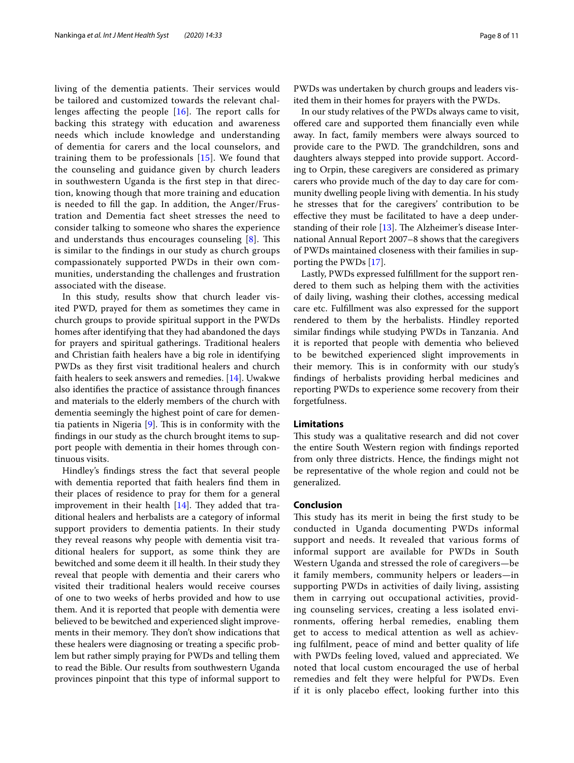living of the dementia patients. Their services would be tailored and customized towards the relevant challenges affecting the people [16]. The report calls for backing this strategy with education and awareness needs which include knowledge and understanding of dementia for carers and the local counselors, and training them to be professionals [15]. We found that the counseling and guidance given by church leaders in southwestern Uganda is the first step in that direction, knowing though that more training and education is needed to fill the gap. In addition, the Anger/Frustration and Dementia fact sheet stresses the need to consider talking to someone who shares the experience and understands thus encourages counseling [8]. This is similar to the findings in our study as church groups compassionately supported PWDs in their own communities, understanding the challenges and frustration associated with the disease.

In this study, results show that church leader visited PWD, prayed for them as sometimes they came in church groups to provide spiritual support in the PWDs homes after identifying that they had abandoned the days for prayers and spiritual gatherings. Traditional healers and Christian faith healers have a big role in identifying PWDs as they first visit traditional healers and church faith healers to seek answers and remedies. [14]. Uwakwe also identifies the practice of assistance through finances and materials to the elderly members of the church with dementia seemingly the highest point of care for dementia patients in Nigeria [9]. This is in conformity with the findings in our study as the church brought items to support people with dementia in their homes through continuous visits.

Hindley's findings stress the fact that several people with dementia reported that faith healers find them in their places of residence to pray for them for a general improvement in their health [14]. They added that traditional healers and herbalists are a category of informal support providers to dementia patients. In their study they reveal reasons why people with dementia visit traditional healers for support, as some think they are bewitched and some deem it ill health. In their study they reveal that people with dementia and their carers who visited their traditional healers would receive courses of one to two weeks of herbs provided and how to use them. And it is reported that people with dementia were believed to be bewitched and experienced slight improvements in their memory. They don't show indications that these healers were diagnosing or treating a specific problem but rather simply praying for PWDs and telling them to read the Bible. Our results from southwestern Uganda provinces pinpoint that this type of informal support to PWDs was undertaken by church groups and leaders visited them in their homes for prayers with the PWDs.

In our study relatives of the PWDs always came to visit, offered care and supported them financially even while away. In fact, family members were always sourced to provide care to the PWD. The grandchildren, sons and daughters always stepped into provide support. According to Orpin, these caregivers are considered as primary carers who provide much of the day to day care for community dwelling people living with dementia. In his study he stresses that for the caregivers' contribution to be effective they must be facilitated to have a deep understanding of their role [13]. The Alzheimer's disease International Annual Report 2007–8 shows that the caregivers of PWDs maintained closeness with their families in supporting the PWDs [17].

Lastly, PWDs expressed fulfillment for the support rendered to them such as helping them with the activities of daily living, washing their clothes, accessing medical care etc. Fulfillment was also expressed for the support rendered to them by the herbalists. Hindley reported similar findings while studying PWDs in Tanzania. And it is reported that people with dementia who believed to be bewitched experienced slight improvements in their memory. This is in conformity with our study's findings of herbalists providing herbal medicines and reporting PWDs to experience some recovery from their forgetfulness.

## Limitations

This study was a qualitative research and did not cover the entire South Western region with findings reported from only three districts. Hence, the findings might not be representative of the whole region and could not be generalized.

## Conclusion

This study has its merit in being the first study to be conducted in Uganda documenting PWDs informal support and needs. It revealed that various forms of informal support are available for PWDs in South Western Uganda and stressed the role of caregivers—be it family members, community helpers or leaders—in supporting PWDs in activities of daily living, assisting them in carrying out occupational activities, providing counseling services, creating a less isolated environments, offering herbal remedies, enabling them get to access to medical attention as well as achieving fulfilment, peace of mind and better quality of life with PWDs feeling loved, valued and appreciated. We noted that local custom encouraged the use of herbal remedies and felt they were helpful for PWDs. Even if it is only placebo effect, looking further into this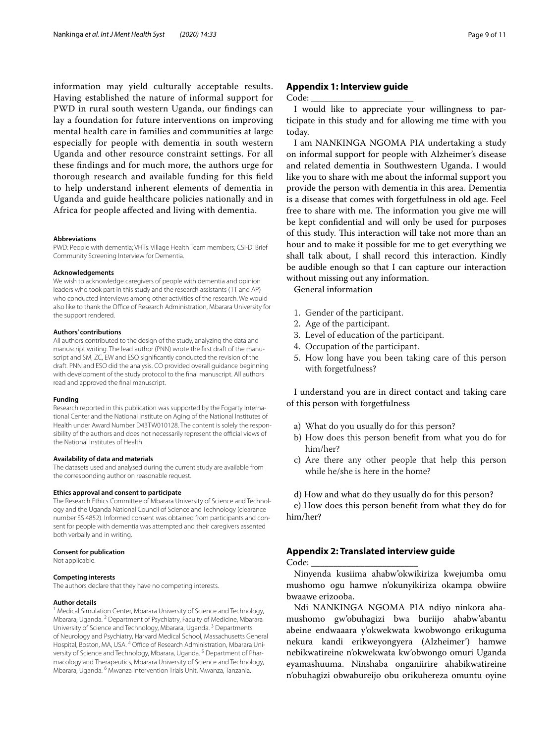information may yield culturally acceptable results. Having established the nature of informal support for PWD in rural south western Uganda, our findings can lay a foundation for future interventions on improving mental health care in families and communities at large especially for people with dementia in south western Uganda and other resource constraint settings. For all these findings and for much more, the authors urge for thorough research and available funding for this field to help understand inherent elements of dementia in Uganda and guide healthcare policies nationally and in Africa for people affected and living with dementia.

#### Abbreviations
PWD: People with dementia; VHTs: Village Health Team members; CSI-D: Brief Community Screening Interview for Dementia.

#### Acknowledgements
We wish to acknowledge caregivers of people with dementia and opinion leaders who took part in this study and the research assistants (TT and AP) who conducted interviews among other activities of the research. We would also like to thank the Office of Research Administration, Mbarara University for the support rendered.

#### Authors' contributions
All authors contributed to the design of the study, analyzing the data and manuscript writing. The lead author (PNN) wrote the first draft of the manuscript and SM, ZC, EW and ESO significantly conducted the revision of the draft. PNN and ESO did the analysis. CO provided overall guidance beginning with development of the study protocol to the final manuscript. All authors read and approved the final manuscript.

#### Funding
Research reported in this publication was supported by the Fogarty International Center and the National Institute on Aging of the National Institutes of Health under Award Number D43TW010128. The content is solely the responsibility of the authors and does not necessarily represent the official views of the National Institutes of Health.

#### Availability of data and materials
The datasets used and analysed during the current study are available from the corresponding author on reasonable request.

#### Ethics approval and consent to participate
The Research Ethics Committee of Mbarara University of Science and Technology and the Uganda National Council of Science and Technology (clearance number SS 4852). Informed consent was obtained from participants and consent for people with dementia was attempted and their caregivers assented both verbally and in writing.

#### Consent for publication
Not applicable.

#### Competing interests
The authors declare that they have no competing interests.

#### Author details
[1] Medical Simulation Center, Mbarara University of Science and Technology, Mbarara, Uganda. [2] Department of Psychiatry, Faculty of Medicine, Mbarara University of Science and Technology, Mbarara, Uganda. [3] Departments of Neurology and Psychiatry, Harvard Medical School, Massachusetts General Hospital, Boston, MA, USA. [4] Office of Research Administration, Mbarara University of Science and Technology, Mbarara, Uganda. [5] Department of Pharmacology and Therapeutics, Mbarara University of Science and Technology, Mbarara, Uganda. [6] Mwanza Intervention Trials Unit, Mwanza, Tanzania.

## Appendix 1: Interview guide

Code: ______________________

I would like to appreciate your willingness to participate in this study and for allowing me time with you today.

I am NANKINGA NGOMA PIA undertaking a study on informal support for people with Alzheimer's disease and related dementia in Southwestern Uganda. I would like you to share with me about the informal support you provide the person with dementia in this area. Dementia is a disease that comes with forgetfulness in old age. Feel free to share with me. The information you give me will be kept confidential and will only be used for purposes of this study. This interaction will take not more than an hour and to make it possible for me to get everything we shall talk about, I shall record this interaction. Kindly be audible enough so that I can capture our interaction without missing out any information.

General information

1. Gender of the participant.
2. Age of the participant.
3. Level of education of the participant.
4. Occupation of the participant.
5. How long have you been taking care of this person with forgetfulness?

I understand you are in direct contact and taking care of this person with forgetfulness

a) What do you usually do for this person?
b) How does this person benefit from what you do for him/her?
c) Are there any other people that help this person while he/she is here in the home?

d) How and what do they usually do for this person?

e) How does this person benefit from what they do for him/her?

## Appendix 2: Translated interview guide

Code: ______________________

Ninyenda kusiima ahabw'okwikiriza kwejumba omu mushomo ogu hamwe n'okunyikiriza okampa obwiire bwaawe erizooba.

Ndi NANKINGA NGOMA PIA ndiyo ninkora ahamushomo gw'obuhagizi bwa buriijo ahabw'abantu abeine endwaaara y'okwekwata kwobwongo erikuguma nekura kandi erikweyongyera (Alzheimer') hamwe nebikwatireine n'okwekwata kw'obwongo omuri Uganda eyamashuuma. Ninshaba onganiirire ahabikwatireine n'obuhagizi obwabureijo obu orikuhereza omuntu oyine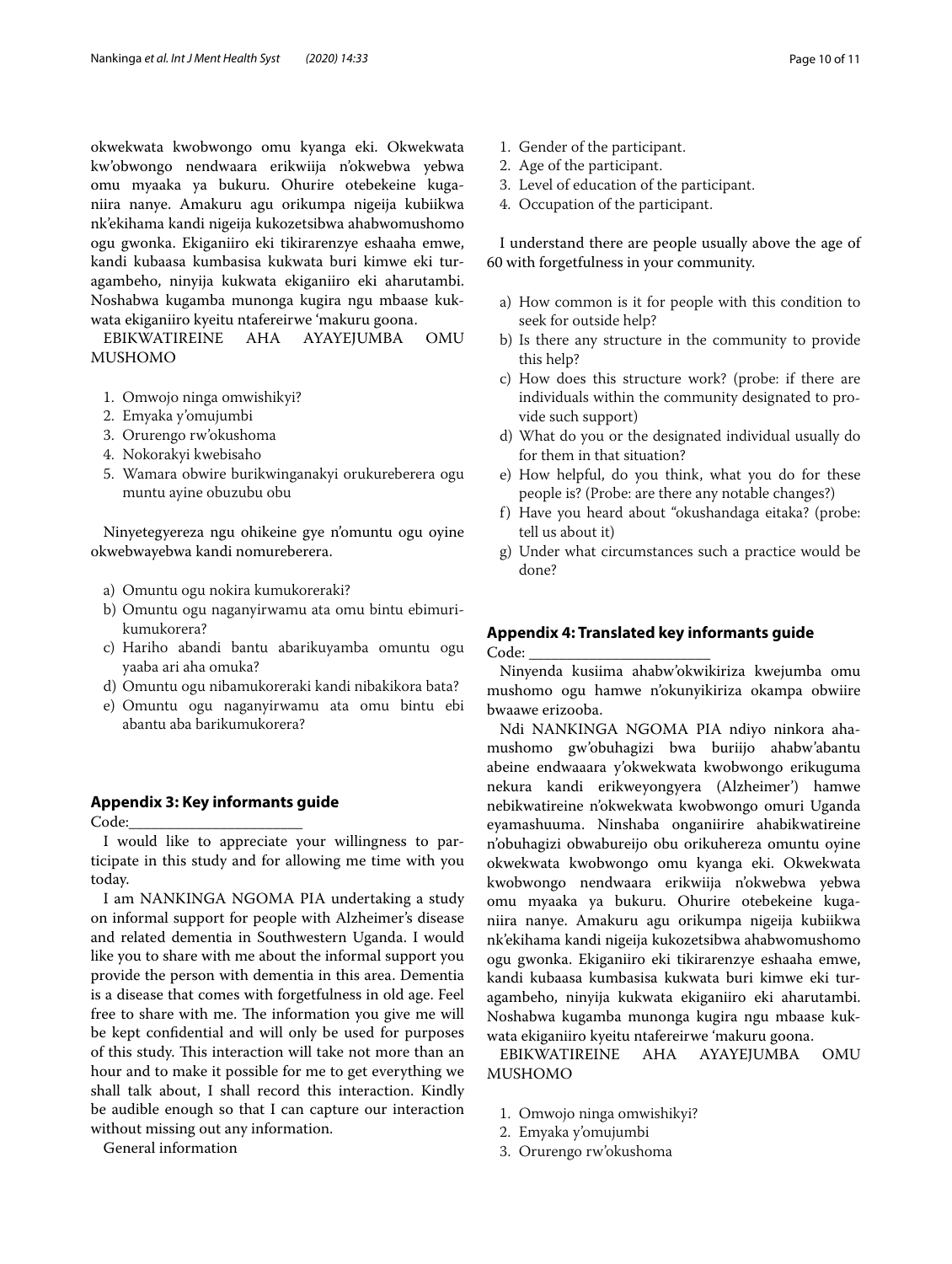okwekwata kwobwongo omu kyanga eki. Okwekwata kw'obwongo nendwaara erikwiija n'okwebwa yebwa omu myaaka ya bukuru. Ohurire otebekeine kuganiira nanye. Amakuru agu orikumpa nigeija kubiikwa nk'ekihama kandi nigeija kukozetsibwa ahabwomushomo ogu gwonka. Ekiganiiro eki tikirarenzye eshaaha emwe, kandi kubaasa kumbasisa kukwata buri kimwe eki turagambeho, ninyija kukwata ekiganiiro eki aharutambi. Noshabwa kugamba munonga kugira ngu mbaase kukwata ekiganiiro kyeitu ntafereirwe 'makuru goona.

EBIKWATIREINE AHA AYAYEJUMBA OMU MUSHOMO

1. Omwojo ninga omwishikyi?
2. Emyaka y'omujumbi
3. Orurengo rw'okushoma
4. Nokorakyi kwebisaho
5. Wamara obwire burikwinganakyi orukureberera ogu muntu ayine obuzubu obu

Ninyetegyereza ngu ohikeine gye n'omuntu ogu oyine okwebwayebwa kandi nomureberera.

a) Omuntu ogu nokira kumukoreraki?
b) Omuntu ogu naganyirwamu ata omu bintu ebimurikumukorera?
c) Hariho abandi bantu abarikuyamba omuntu ogu yaaba ari aha omuka?
d) Omuntu ogu nibamukoreraki kandi nibakikora bata?
e) Omuntu ogu naganyirwamu ata omu bintu ebi abantu aba barikumukorera?

## Appendix 3: Key informants guide

Code:______________________

I would like to appreciate your willingness to participate in this study and for allowing me time with you today.

I am NANKINGA NGOMA PIA undertaking a study on informal support for people with Alzheimer's disease and related dementia in Southwestern Uganda. I would like you to share with me about the informal support you provide the person with dementia in this area. Dementia is a disease that comes with forgetfulness in old age. Feel free to share with me. The information you give me will be kept confidential and will only be used for purposes of this study. This interaction will take not more than an hour and to make it possible for me to get everything we shall talk about, I shall record this interaction. Kindly be audible enough so that I can capture our interaction without missing out any information.

General information

1. Gender of the participant.
2. Age of the participant.
3. Level of education of the participant.
4. Occupation of the participant.

I understand there are people usually above the age of 60 with forgetfulness in your community.

a) How common is it for people with this condition to seek for outside help?
b) Is there any structure in the community to provide this help?
c) How does this structure work? (probe: if there are individuals within the community designated to provide such support)
d) What do you or the designated individual usually do for them in that situation?
e) How helpful, do you think, what you do for these people is? (Probe: are there any notable changes?)
f) Have you heard about "okushandaga eitaka? (probe: tell us about it)
g) Under what circumstances such a practice would be done?

## Appendix 4: Translated key informants guide

Code: ______________________

Ninyenda kusiima ahabw'okwikiriza kwejumba omu mushomo ogu hamwe n'okunyikiriza okampa obwiire bwaawe erizooba.

Ndi NANKINGA NGOMA PIA ndiyo ninkora ahamushomo gw'obuhagizi bwa buriijo ahabw'abantu abeine endwaaara y'okwekwata kwobwongo erikuguma nekura kandi erikweyongyera (Alzheimer') hamwe nebikwatireine n'okwekwata kwobwongo omuri Uganda eyamashuuma. Ninshaba onganiirire ahabikwatireine n'obuhagizi obwabureijo obu orikuhereza omuntu oyine okwekwata kwobwongo omu kyanga eki. Okwekwata kwobwongo nendwaara erikwiija n'okwebwa yebwa omu myaaka ya bukuru. Ohurire otebekeine kuganiira nanye. Amakuru agu orikumpa nigeija kubiikwa nk'ekihama kandi nigeija kukozetsibwa ahabwomushomo ogu gwonka. Ekiganiiro eki tikirarenzye eshaaha emwe, kandi kubaasa kumbasisa kukwata buri kimwe eki turagambeho, ninyija kukwata ekiganiiro eki aharutambi. Noshabwa kugamba munonga kugira ngu mbaase kukwata ekiganiiro kyeitu ntafereirwe 'makuru goona.

EBIKWATIREINE AHA AYAYEJUMBA OMU MUSHOMO

1. Omwojo ninga omwishikyi?
2. Emyaka y'omujumbi
3. Orurengo rw'okushoma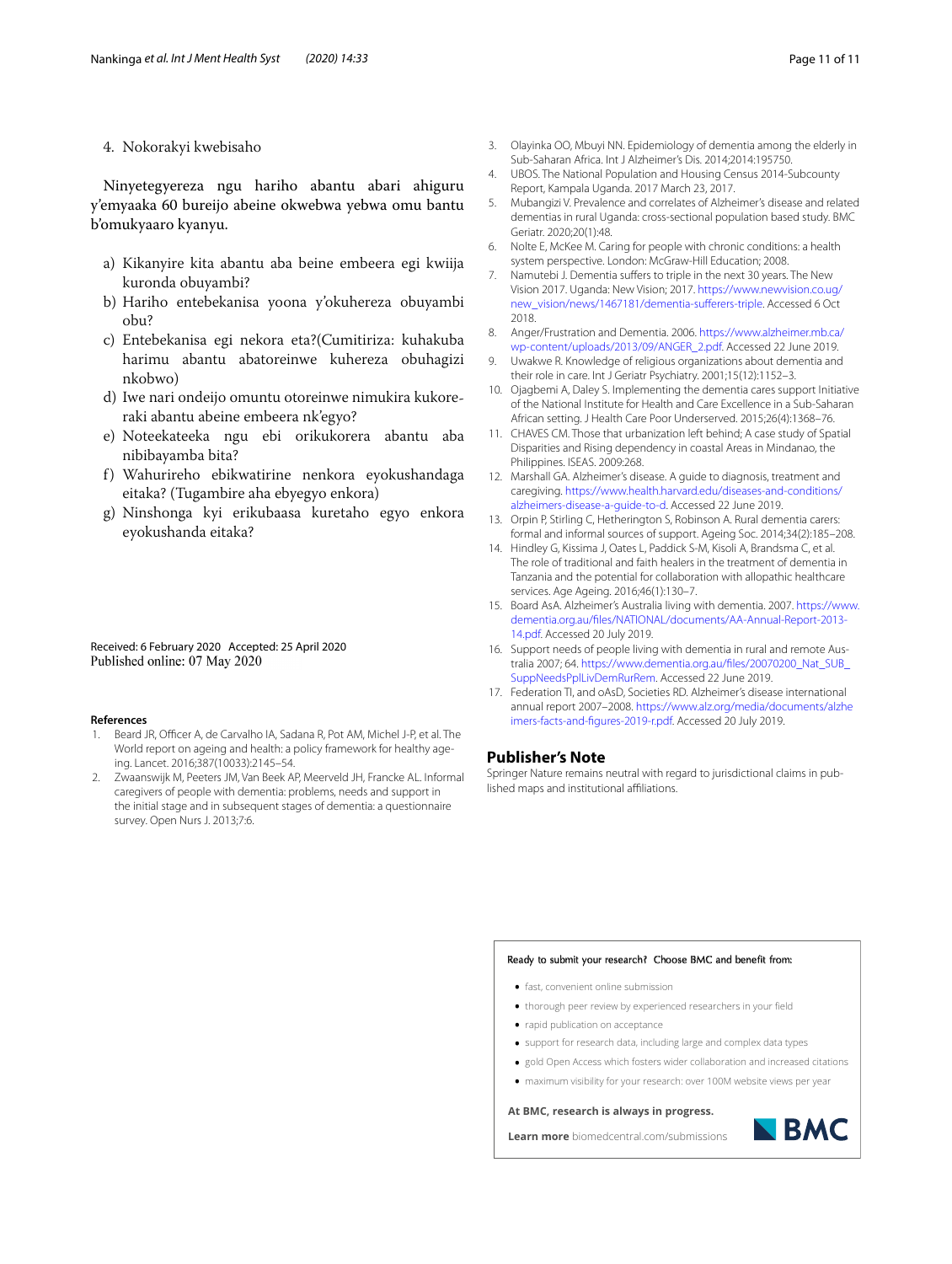4. Nokorakyi kwebisaho

Ninyetegyereza ngu hariho abantu abari ahiguru y'emyaaka 60 bureijo abeine okwebwa yebwa omu bantu b'omukyaaro kyanyu.

a) Kikanyire kita abantu aba beine embeera egi kwiija kuronda obuyambi?
b) Hariho entebekanisa yoona y'okuhereza obuyambi obu?
c) Entebekanisa egi nekora eta?(Cumitiriza: kuhakuba harimu abantu abatoreinwe kuhereza obuhagizi nkobwo)
d) Iwe nari ondeijo omuntu otoreinwe nimukira kukoreraki abantu abeine embeera nk'egyo?
e) Noteekateeka ngu ebi orikukorera abantu aba nibibayamba bita?
f) Wahurireho ebikwatirine nenkora eyokushandaga eitaka? (Tugambire aha ebyegyo enkora)
g) Ninshonga kyi erikubaasa kuretaho egyo enkora eyokushanda eitaka?

Received: 6 February 2020 Accepted: 25 April 2020
Published online: 07 May 2020

## References

1. Beard JR, Officer A, de Carvalho IA, Sadana R, Pot AM, Michel J-P, et al. The World report on ageing and health: a policy framework for healthy ageing. Lancet. 2016;387(10033):2145–54.
2. Zwaanswijk M, Peeters JM, Van Beek AP, Meerveld JH, Francke AL. Informal caregivers of people with dementia: problems, needs and support in the initial stage and in subsequent stages of dementia: a questionnaire survey. Open Nurs J. 2013;7:6.
3. Olayinka OO, Mbuyi NN. Epidemiology of dementia among the elderly in Sub-Saharan Africa. Int J Alzheimer's Dis. 2014;2014:195750.
4. UBOS. The National Population and Housing Census 2014-Subcounty Report, Kampala Uganda. 2017 March 23, 2017.
5. Mubangizi V. Prevalence and correlates of Alzheimer's disease and related dementias in rural Uganda: cross-sectional population based study. BMC Geriatr. 2020;20(1):48.
6. Nolte E, McKee M. Caring for people with chronic conditions: a health system perspective. London: McGraw-Hill Education; 2008.
7. Namutebi J. Dementia suffers to triple in the next 30 years. The New Vision 2017. Uganda: New Vision; 2017. https://www.newvision.co.ug/new_vision/news/1467181/dementia-sufferers-triple. Accessed 6 Oct 2018.
8. Anger/Frustration and Dementia. 2006. https://www.alzheimer.mb.ca/wp-content/uploads/2013/09/ANGER_2.pdf. Accessed 22 June 2019.
9. Uwakwe R. Knowledge of religious organizations about dementia and their role in care. Int J Geriatr Psychiatry. 2001;15(12):1152–3.
10. Ojagbemi A, Daley S. Implementing the dementia cares support Initiative of the National Institute for Health and Care Excellence in a Sub-Saharan African setting. J Health Care Poor Underserved. 2015;26(4):1368–76.
11. CHAVES CM. Those that urbanization left behind; A case study of Spatial Disparities and Rising dependency in coastal Areas in Mindanao, the Philippines. ISEAS. 2009:268.
12. Marshall GA. Alzheimer's disease. A guide to diagnosis, treatment and caregiving. https://www.health.harvard.edu/diseases-and-conditions/alzheimers-disease-a-guide-to-d. Accessed 22 June 2019.
13. Orpin P, Stirling C, Hetherington S, Robinson A. Rural dementia carers: formal and informal sources of support. Ageing Soc. 2014;34(2):185–208.
14. Hindley G, Kissima J, Oates L, Paddick S-M, Kisoli A, Brandsma C, et al. The role of traditional and faith healers in the treatment of dementia in Tanzania and the potential for collaboration with allopathic healthcare services. Age Ageing. 2016;46(1):130–7.
15. Board AsA. Alzheimer's Australia living with dementia. 2007. https://www.dementia.org.au/files/NATIONAL/documents/AA-Annual-Report-2013-14.pdf. Accessed 20 July 2019.
16. Support needs of people living with dementia in rural and remote Australia 2007; 64. https://www.dementia.org.au/files/20070200_Nat_SUB_SuppNeedsPplLivDemRurRem. Accessed 22 June 2019.
17. Federation TI, and oAsD, Societies RD. Alzheimer's disease international annual report 2007–2008. https://www.alz.org/media/documents/alzheimers-facts-and-figures-2019-r.pdf. Accessed 20 July 2019.

## Publisher's Note

Springer Nature remains neutral with regard to jurisdictional claims in published maps and institutional affiliations.

Ready to submit your research? Choose BMC and benefit from:

- fast, convenient online submission
- thorough peer review by experienced researchers in your field
- rapid publication on acceptance
- support for research data, including large and complex data types
- gold Open Access which fosters wider collaboration and increased citations
- maximum visibility for your research: over 100M website views per year

**At BMC, research is always in progress.**

**Learn more** biomedcentral.com/submissions

BMC